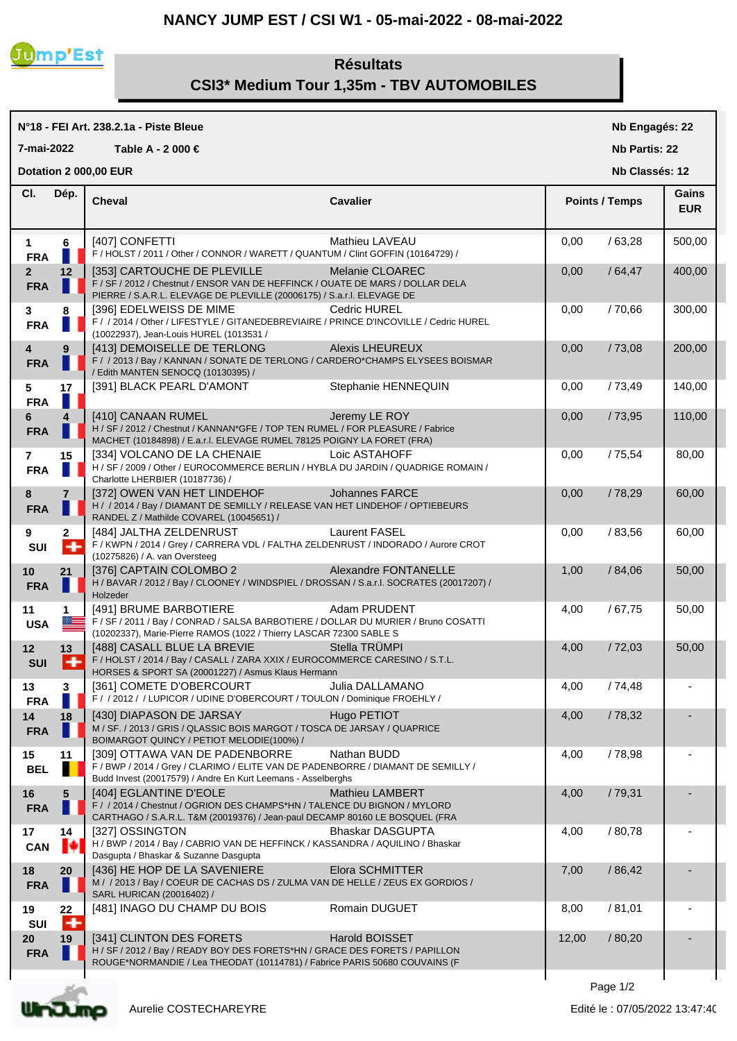# NANCY JUMP EST / CSI W1 - 05-mai-2022 - 08-mai-2022

## Résultats
## CSI3* Medium Tour 1,35m - TBV AUTOMOBILES

**N°18 - FEI Art. 238.2.1a - Piste Bleue** — **Nb Engagés: 22**

**7-mai-2022** — **Table A - 2 000 €** — **Nb Partis: 22**

**Dotation 2 000,00 EUR** — **Nb Classés: 12**

| Cl. | Dép. | Cheval | Cavalier | Points / Temps | Gains EUR |
|---|---|---|---|---|---|
| 1 FRA | 6 | [407] CONFETTI<br>F / HOLST / 2011 / Other / CONNOR / WARETT / QUANTUM / Clint GOFFIN (10164729) / | Mathieu LAVEAU | 0,00 / 63,28 | 500,00 |
| 2 FRA | 12 | [353] CARTOUCHE DE PLEVILLE<br>F / SF / 2012 / Chestnut / ENSOR VAN DE HEFFINCK / OUATE DE MARS / DOLLAR DELA PIERRE / S.A.R.L. ELEVAGE DE PLEVILLE (20006175) / S.a.r.l. ELEVAGE DE | Melanie CLOAREC | 0,00 / 64,47 | 400,00 |
| 3 FRA | 8 | [396] EDELWEISS DE MIME<br>F / / 2014 / Other / LIFESTYLE / GITANEDEBREVIAIRE / PRINCE D'INCOVILLE / Cedric HUREL (10022937), Jean-Louis HUREL (1013531 / | Cedric HUREL | 0,00 / 70,66 | 300,00 |
| 4 FRA | 9 | [413] DEMOISELLE DE TERLONG<br>F / / 2013 / Bay / KANNAN / SONATE DE TERLONG / CARDERO*CHAMPS ELYSEES BOISMAR / Edith MANTEN SENOCQ (10130395) / | Alexis LHEUREUX | 0,00 / 73,08 | 200,00 |
| 5 FRA | 17 | [391] BLACK PEARL D'AMONT | Stephanie HENNEQUIN | 0,00 / 73,49 | 140,00 |
| 6 FRA | 4 | [410] CANAAN RUMEL<br>H / SF / 2012 / Chestnut / KANNAN*GFE / TOP TEN RUMEL / FOR PLEASURE / Fabrice MACHET (10184898) / E.a.r.l. ELEVAGE RUMEL 78125 POIGNY LA FORET (FRA) | Jeremy LE ROY | 0,00 / 73,95 | 110,00 |
| 7 FRA | 15 | [334] VOLCANO DE LA CHENAIE<br>H / SF / 2009 / Other / EUROCOMMERCE BERLIN / HYBLA DU JARDIN / QUADRIGE ROMAIN / Charlotte LHERBIER (10187736) / | Loic ASTAHOFF | 0,00 / 75,54 | 80,00 |
| 8 FRA | 7 | [372] OWEN VAN HET LINDEHOF<br>H / / 2014 / Bay / DIAMANT DE SEMILLY / RELEASE VAN HET LINDEHOF / OPTIEBEURS RANDEL Z / Mathilde COVAREL (10045651) / | Johannes FARCE | 0,00 / 78,29 | 60,00 |
| 9 SUI | 2 | [484] JALTHA ZELDENRUST<br>F / KWPN / 2014 / Grey / CARRERA VDL / FALTHA ZELDENRUST / INDORADO / Aurore CROT (10275826) / A. van Oversteeg | Laurent FASEL | 0,00 / 83,56 | 60,00 |
| 10 FRA | 21 | [376] CAPTAIN COLOMBO 2<br>H / BAVAR / 2012 / Bay / CLOONEY / WINDSPIEL / DROSSAN / S.a.r.l. SOCRATES (20017207) / Holzeder | Alexandre FONTANELLE | 1,00 / 84,06 | 50,00 |
| 11 USA | 1 | [491] BRUME BARBOTIERE<br>F / SF / 2011 / Bay / CONRAD / SALSA BARBOTIERE / DOLLAR DU MURIER / Bruno COSATTI (10202337), Marie-Pierre RAMOS (1022 / Thierry LASCAR 72300 SABLE S | Adam PRUDENT | 4,00 / 67,75 | 50,00 |
| 12 SUI | 13 | [488] CASALL BLUE LA BREVIE<br>F / HOLST / 2014 / Bay / CASALL / ZARA XXIX / EUROCOMMERCE CARESINO / S.T.L. HORSES & SPORT SA (20001227) / Asmus Klaus Hermann | Stella TRÜMPI | 4,00 / 72,03 | 50,00 |
| 13 FRA | 3 | [361] COMETE D'OBERCOURT<br>F / / 2012 / / LUPICOR / UDINE D'OBERCOURT / TOULON / Dominique FROEHLY / | Julia DALLAMANO | 4,00 / 74,48 | - |
| 14 FRA | 18 | [430] DIAPASON DE JARSAY<br>M / SF. / 2013 / GRIS / QLASSIC BOIS MARGOT / TOSCA DE JARSAY / QUAPRICE BOIMARGOT QUINCY / PETIOT MELODIE(100%) / | Hugo PETIOT | 4,00 / 78,32 | - |
| 15 BEL | 11 | [309] OTTAWA VAN DE PADENBORRE<br>F / BWP / 2014 / Grey / CLARIMO / ELITE VAN DE PADENBORRE / DIAMANT DE SEMILLY / Budd Invest (20017579) / Andre En Kurt Leemans - Asselberghs | Nathan BUDD | 4,00 / 78,98 | - |
| 16 FRA | 5 | [404] EGLANTINE D'EOLE<br>F / / 2014 / Chestnut / OGRION DES CHAMPS*HN / TALENCE DU BIGNON / MYLORD CARTHAGO / S.A.R.L. T&M (20019376) / Jean-paul DECAMP 80160 LE BOSQUEL (FRA | Mathieu LAMBERT | 4,00 / 79,31 | - |
| 17 CAN | 14 | [327] OSSINGTON<br>H / BWP / 2014 / Bay / CABRIO VAN DE HEFFINCK / KASSANDRA / AQUILINO / Bhaskar Dasgupta / Bhaskar & Suzanne Dasgupta | Bhaskar DASGUPTA | 4,00 / 80,78 | - |
| 18 FRA | 20 | [436] HE HOP DE LA SAVENIERE<br>M / / 2013 / Bay / COEUR DE CACHAS DS / ZULMA VAN DE HELLE / ZEUS EX GORDIOS / SARL HURICAN (20016402) / | Elora SCHMITTER | 7,00 / 86,42 | - |
| 19 SUI | 22 | [481] INAGO DU CHAMP DU BOIS | Romain DUGUET | 8,00 / 81,01 | - |
| 20 FRA | 19 | [341] CLINTON DES FORETS<br>H / SF / 2012 / Bay / READY BOY DES FORETS*HN / GRACE DES FORETS / PAPILLON ROUGE*NORMANDIE / Lea THEODAT (10114781) / Fabrice PARIS 50680 COUVAINS (F | Harold BOISSET | 12,00 / 80,20 | - |

Aurelie COSTECHAREYRE

Edité le : 07/05/2022 13:47:40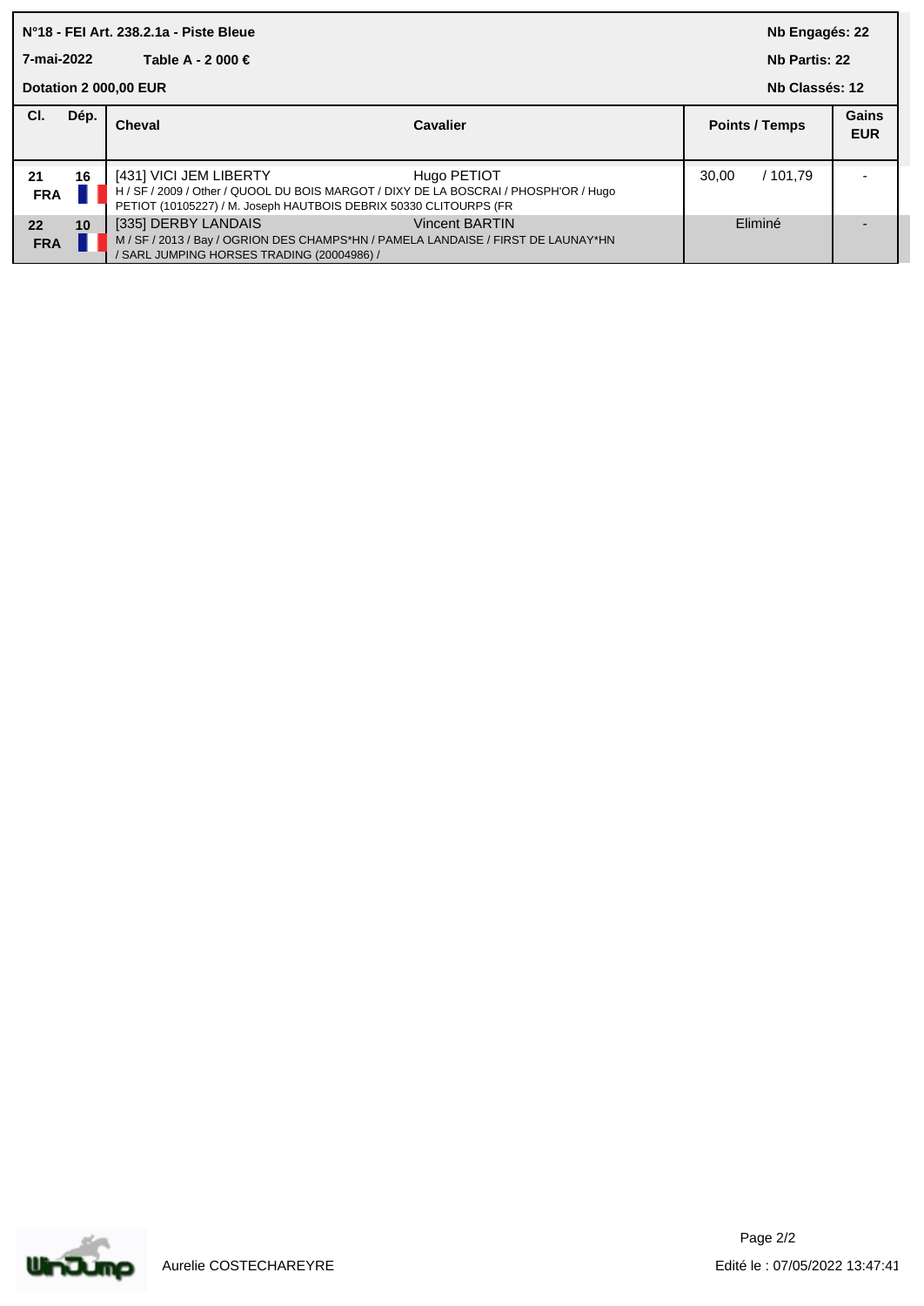**N°18 - FEI Art. 238.2.1a - Piste Bleue**

**7-mai-2022** **Table A - 2 000 €**

**Dotation 2 000,00 EUR**

**Nb Engagés: 22**

**Nb Partis: 22**

**Nb Classés: 12**

| Cl. | Dép. | Cheval | Cavalier | Points / Temps | Gains EUR |
|---|---|---|---|---|---|
| 21 FRA | 16 | [431] VICI JEM LIBERTY<br>H / SF / 2009 / Other / QUOOL DU BOIS MARGOT / DIXY DE LA BOSCRAI / PHOSPH'OR / Hugo PETIOT (10105227) / M. Joseph HAUTBOIS DEBRIX 50330 CLITOURPS (FR | Hugo PETIOT | 30,00 / 101,79 | - |
| 22 FRA | 10 | [335] DERBY LANDAIS<br>M / SF / 2013 / Bay / OGRION DES CHAMPS*HN / PAMELA LANDAISE / FIRST DE LAUNAY*HN / SARL JUMPING HORSES TRADING (20004986) / | Vincent BARTIN | Eliminé | - |

Aurelie COSTECHAREYRE

Edité le : 07/05/2022 13:47:41